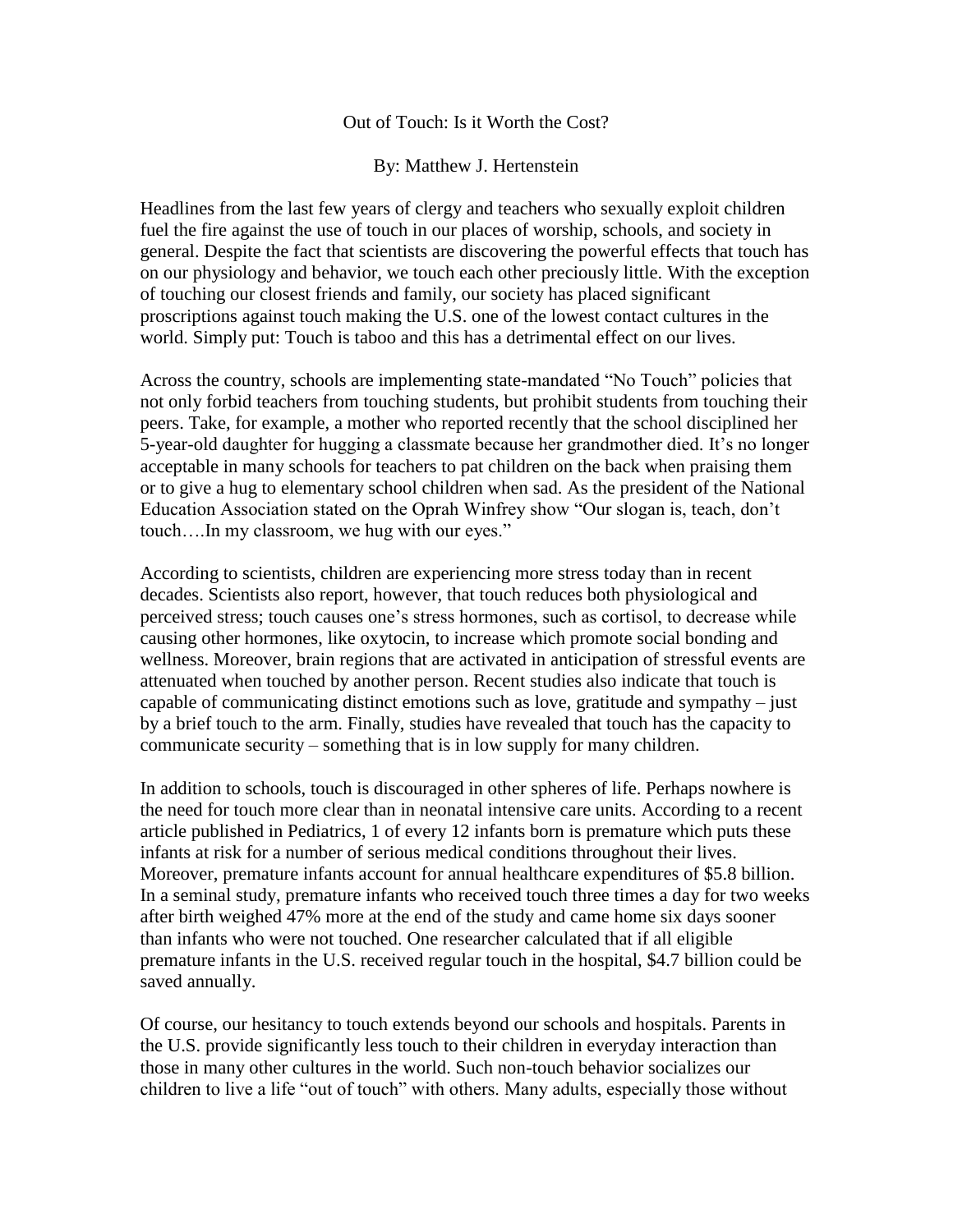# Out of Touch: Is it Worth the Cost?

By: Matthew J. Hertenstein

Headlines from the last few years of clergy and teachers who sexually exploit children fuel the fire against the use of touch in our places of worship, schools, and society in general. Despite the fact that scientists are discovering the powerful effects that touch has on our physiology and behavior, we touch each other preciously little. With the exception of touching our closest friends and family, our society has placed significant proscriptions against touch making the U.S. one of the lowest contact cultures in the world. Simply put: Touch is taboo and this has a detrimental effect on our lives.

Across the country, schools are implementing state-mandated "No Touch" policies that not only forbid teachers from touching students, but prohibit students from touching their peers. Take, for example, a mother who reported recently that the school disciplined her 5-year-old daughter for hugging a classmate because her grandmother died. It's no longer acceptable in many schools for teachers to pat children on the back when praising them or to give a hug to elementary school children when sad. As the president of the National Education Association stated on the Oprah Winfrey show "Our slogan is, teach, don't touch….In my classroom, we hug with our eyes."

According to scientists, children are experiencing more stress today than in recent decades. Scientists also report, however, that touch reduces both physiological and perceived stress; touch causes one's stress hormones, such as cortisol, to decrease while causing other hormones, like oxytocin, to increase which promote social bonding and wellness. Moreover, brain regions that are activated in anticipation of stressful events are attenuated when touched by another person. Recent studies also indicate that touch is capable of communicating distinct emotions such as love, gratitude and sympathy – just by a brief touch to the arm. Finally, studies have revealed that touch has the capacity to communicate security – something that is in low supply for many children.

In addition to schools, touch is discouraged in other spheres of life. Perhaps nowhere is the need for touch more clear than in neonatal intensive care units. According to a recent article published in Pediatrics, 1 of every 12 infants born is premature which puts these infants at risk for a number of serious medical conditions throughout their lives. Moreover, premature infants account for annual healthcare expenditures of $5.8 billion. In a seminal study, premature infants who received touch three times a day for two weeks after birth weighed 47% more at the end of the study and came home six days sooner than infants who were not touched. One researcher calculated that if all eligible premature infants in the U.S. received regular touch in the hospital, $4.7 billion could be saved annually.

Of course, our hesitancy to touch extends beyond our schools and hospitals. Parents in the U.S. provide significantly less touch to their children in everyday interaction than those in many other cultures in the world. Such non-touch behavior socializes our children to live a life "out of touch" with others. Many adults, especially those without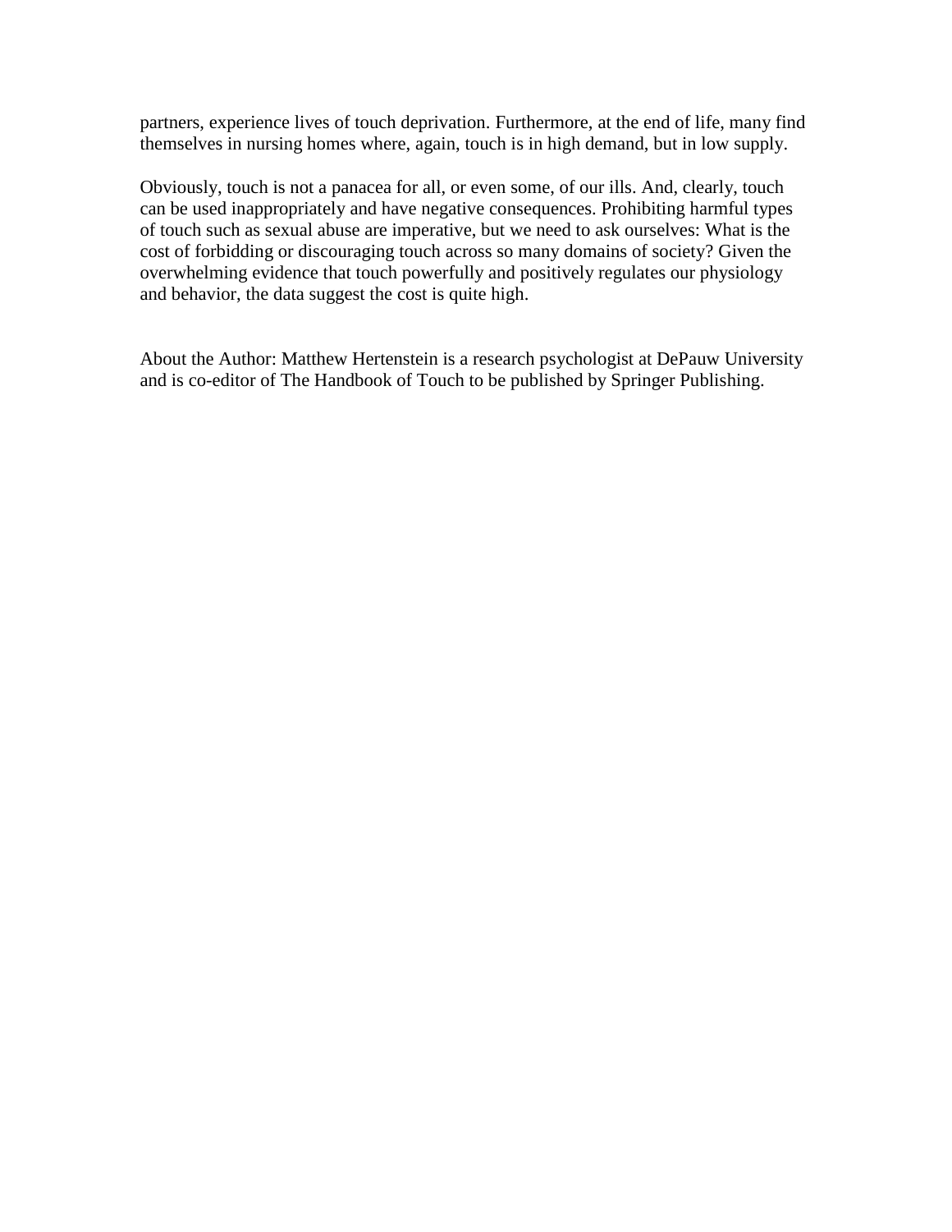partners, experience lives of touch deprivation. Furthermore, at the end of life, many find themselves in nursing homes where, again, touch is in high demand, but in low supply.

Obviously, touch is not a panacea for all, or even some, of our ills. And, clearly, touch can be used inappropriately and have negative consequences. Prohibiting harmful types of touch such as sexual abuse are imperative, but we need to ask ourselves: What is the cost of forbidding or discouraging touch across so many domains of society? Given the overwhelming evidence that touch powerfully and positively regulates our physiology and behavior, the data suggest the cost is quite high.

About the Author: Matthew Hertenstein is a research psychologist at DePauw University and is co-editor of The Handbook of Touch to be published by Springer Publishing.